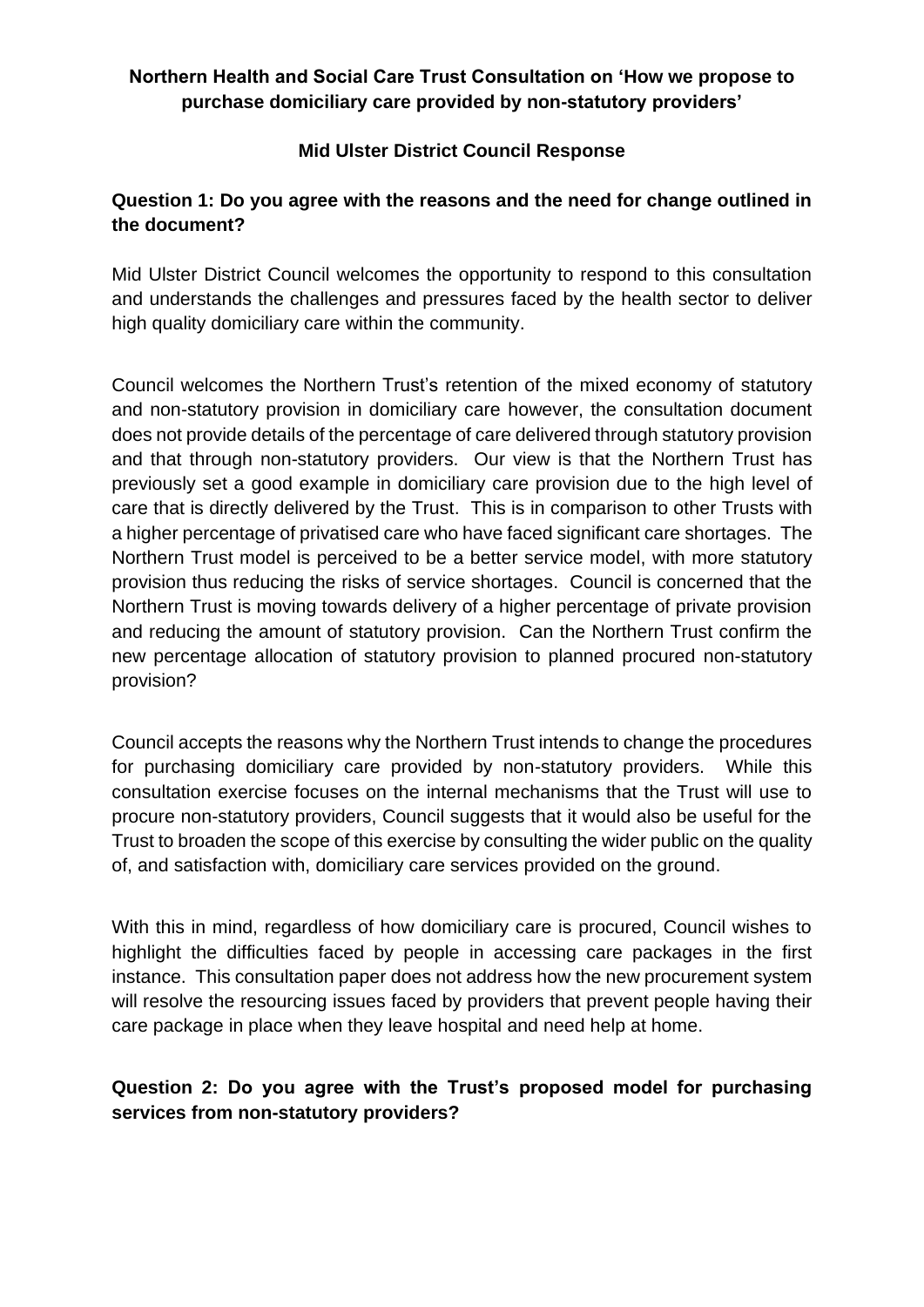# Northern Health and Social Care Trust Consultation on 'How we propose to purchase domiciliary care provided by non-statutory providers'

## Mid Ulster District Council Response

### Question 1: Do you agree with the reasons and the need for change outlined in the document?

Mid Ulster District Council welcomes the opportunity to respond to this consultation and understands the challenges and pressures faced by the health sector to deliver high quality domiciliary care within the community.

Council welcomes the Northern Trust's retention of the mixed economy of statutory and non-statutory provision in domiciliary care however, the consultation document does not provide details of the percentage of care delivered through statutory provision and that through non-statutory providers. Our view is that the Northern Trust has previously set a good example in domiciliary care provision due to the high level of care that is directly delivered by the Trust. This is in comparison to other Trusts with a higher percentage of privatised care who have faced significant care shortages. The Northern Trust model is perceived to be a better service model, with more statutory provision thus reducing the risks of service shortages. Council is concerned that the Northern Trust is moving towards delivery of a higher percentage of private provision and reducing the amount of statutory provision. Can the Northern Trust confirm the new percentage allocation of statutory provision to planned procured non-statutory provision?

Council accepts the reasons why the Northern Trust intends to change the procedures for purchasing domiciliary care provided by non-statutory providers. While this consultation exercise focuses on the internal mechanisms that the Trust will use to procure non-statutory providers, Council suggests that it would also be useful for the Trust to broaden the scope of this exercise by consulting the wider public on the quality of, and satisfaction with, domiciliary care services provided on the ground.

With this in mind, regardless of how domiciliary care is procured, Council wishes to highlight the difficulties faced by people in accessing care packages in the first instance. This consultation paper does not address how the new procurement system will resolve the resourcing issues faced by providers that prevent people having their care package in place when they leave hospital and need help at home.

### Question 2: Do you agree with the Trust's proposed model for purchasing services from non-statutory providers?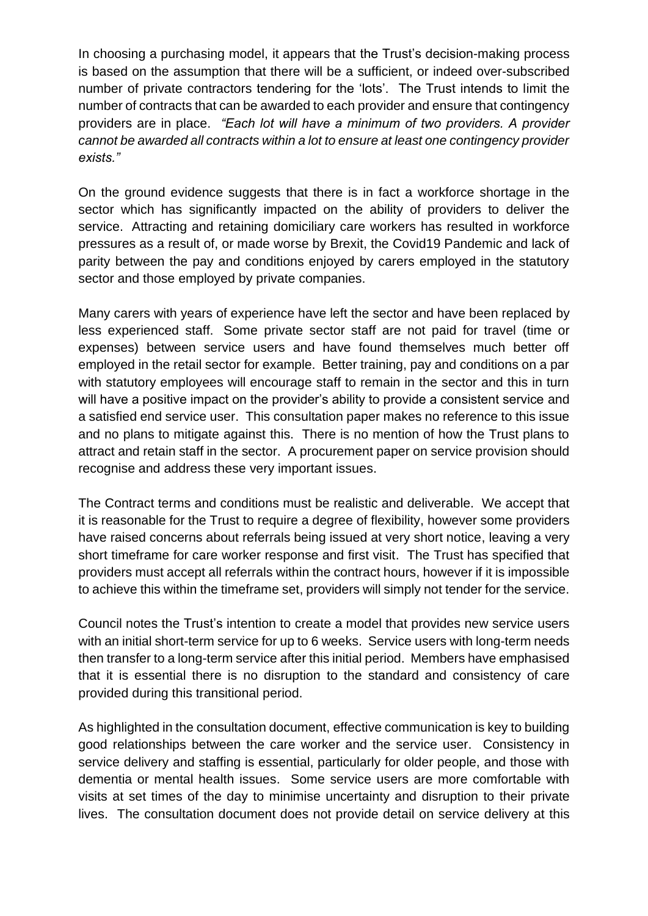In choosing a purchasing model, it appears that the Trust's decision-making process is based on the assumption that there will be a sufficient, or indeed over-subscribed number of private contractors tendering for the 'lots'. The Trust intends to limit the number of contracts that can be awarded to each provider and ensure that contingency providers are in place. *"Each lot will have a minimum of two providers. A provider cannot be awarded all contracts within a lot to ensure at least one contingency provider exists."*

On the ground evidence suggests that there is in fact a workforce shortage in the sector which has significantly impacted on the ability of providers to deliver the service. Attracting and retaining domiciliary care workers has resulted in workforce pressures as a result of, or made worse by Brexit, the Covid19 Pandemic and lack of parity between the pay and conditions enjoyed by carers employed in the statutory sector and those employed by private companies.

Many carers with years of experience have left the sector and have been replaced by less experienced staff. Some private sector staff are not paid for travel (time or expenses) between service users and have found themselves much better off employed in the retail sector for example. Better training, pay and conditions on a par with statutory employees will encourage staff to remain in the sector and this in turn will have a positive impact on the provider's ability to provide a consistent service and a satisfied end service user. This consultation paper makes no reference to this issue and no plans to mitigate against this. There is no mention of how the Trust plans to attract and retain staff in the sector. A procurement paper on service provision should recognise and address these very important issues.

The Contract terms and conditions must be realistic and deliverable. We accept that it is reasonable for the Trust to require a degree of flexibility, however some providers have raised concerns about referrals being issued at very short notice, leaving a very short timeframe for care worker response and first visit. The Trust has specified that providers must accept all referrals within the contract hours, however if it is impossible to achieve this within the timeframe set, providers will simply not tender for the service.

Council notes the Trust's intention to create a model that provides new service users with an initial short-term service for up to 6 weeks. Service users with long-term needs then transfer to a long-term service after this initial period. Members have emphasised that it is essential there is no disruption to the standard and consistency of care provided during this transitional period.

As highlighted in the consultation document, effective communication is key to building good relationships between the care worker and the service user. Consistency in service delivery and staffing is essential, particularly for older people, and those with dementia or mental health issues. Some service users are more comfortable with visits at set times of the day to minimise uncertainty and disruption to their private lives. The consultation document does not provide detail on service delivery at this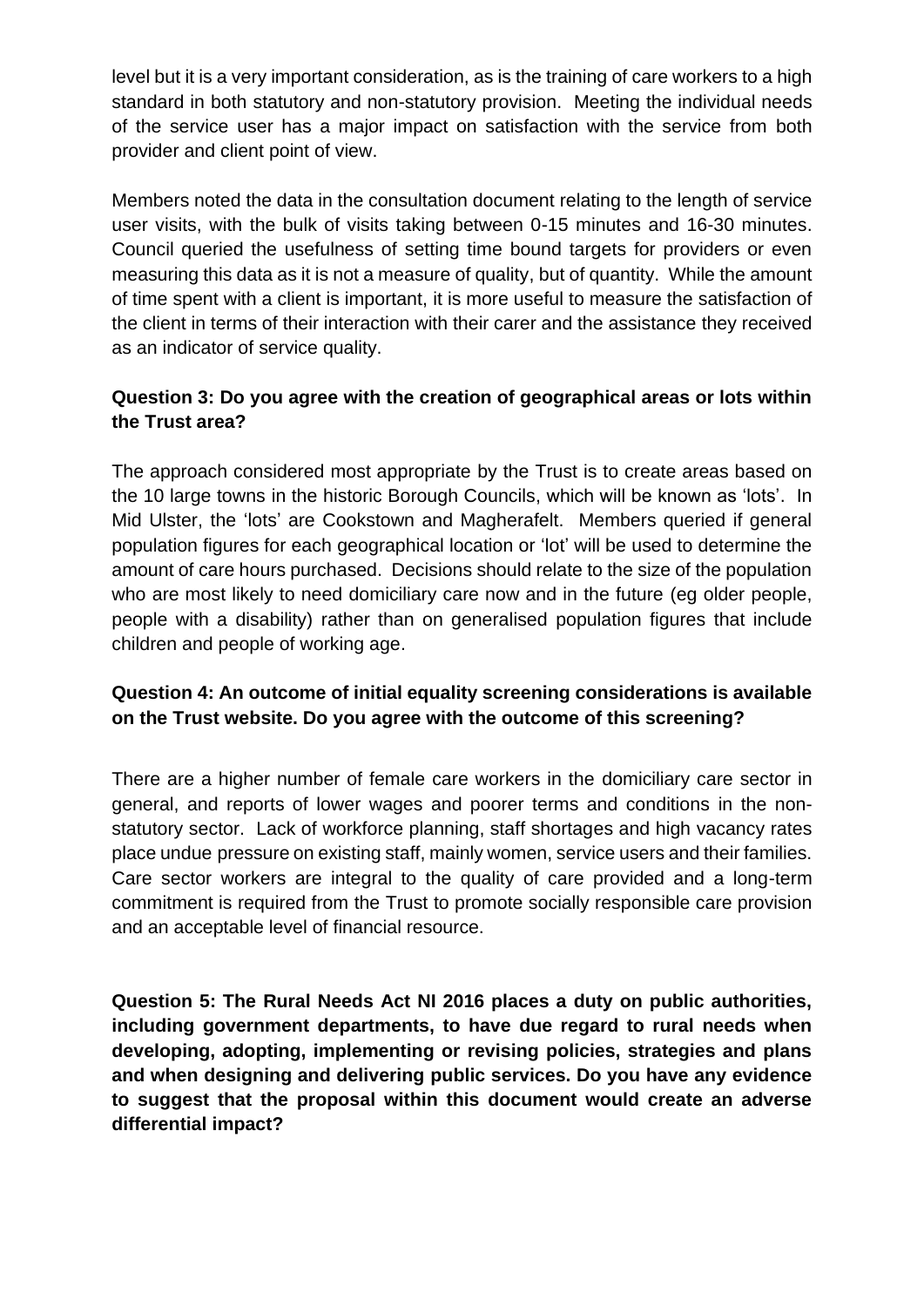level but it is a very important consideration, as is the training of care workers to a high standard in both statutory and non-statutory provision. Meeting the individual needs of the service user has a major impact on satisfaction with the service from both provider and client point of view.

Members noted the data in the consultation document relating to the length of service user visits, with the bulk of visits taking between 0-15 minutes and 16-30 minutes. Council queried the usefulness of setting time bound targets for providers or even measuring this data as it is not a measure of quality, but of quantity. While the amount of time spent with a client is important, it is more useful to measure the satisfaction of the client in terms of their interaction with their carer and the assistance they received as an indicator of service quality.

**Question 3: Do you agree with the creation of geographical areas or lots within the Trust area?**

The approach considered most appropriate by the Trust is to create areas based on the 10 large towns in the historic Borough Councils, which will be known as 'lots'. In Mid Ulster, the 'lots' are Cookstown and Magherafelt. Members queried if general population figures for each geographical location or 'lot' will be used to determine the amount of care hours purchased. Decisions should relate to the size of the population who are most likely to need domiciliary care now and in the future (eg older people, people with a disability) rather than on generalised population figures that include children and people of working age.

**Question 4: An outcome of initial equality screening considerations is available on the Trust website. Do you agree with the outcome of this screening?**

There are a higher number of female care workers in the domiciliary care sector in general, and reports of lower wages and poorer terms and conditions in the non-statutory sector. Lack of workforce planning, staff shortages and high vacancy rates place undue pressure on existing staff, mainly women, service users and their families. Care sector workers are integral to the quality of care provided and a long-term commitment is required from the Trust to promote socially responsible care provision and an acceptable level of financial resource.

**Question 5: The Rural Needs Act NI 2016 places a duty on public authorities, including government departments, to have due regard to rural needs when developing, adopting, implementing or revising policies, strategies and plans and when designing and delivering public services. Do you have any evidence to suggest that the proposal within this document would create an adverse differential impact?**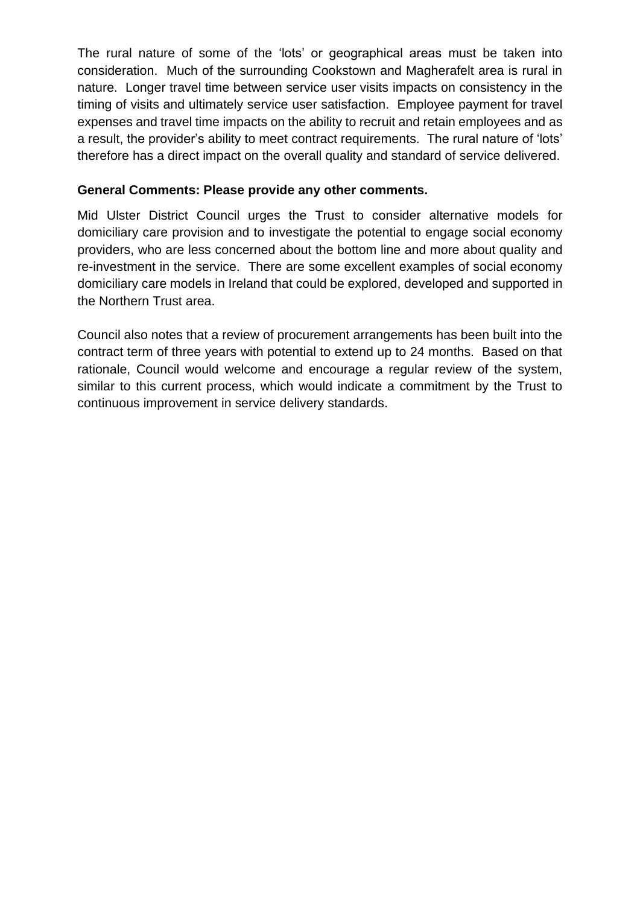The rural nature of some of the 'lots' or geographical areas must be taken into consideration. Much of the surrounding Cookstown and Magherafelt area is rural in nature. Longer travel time between service user visits impacts on consistency in the timing of visits and ultimately service user satisfaction. Employee payment for travel expenses and travel time impacts on the ability to recruit and retain employees and as a result, the provider's ability to meet contract requirements. The rural nature of 'lots' therefore has a direct impact on the overall quality and standard of service delivered.

**General Comments: Please provide any other comments.**

Mid Ulster District Council urges the Trust to consider alternative models for domiciliary care provision and to investigate the potential to engage social economy providers, who are less concerned about the bottom line and more about quality and re-investment in the service. There are some excellent examples of social economy domiciliary care models in Ireland that could be explored, developed and supported in the Northern Trust area.

Council also notes that a review of procurement arrangements has been built into the contract term of three years with potential to extend up to 24 months. Based on that rationale, Council would welcome and encourage a regular review of the system, similar to this current process, which would indicate a commitment by the Trust to continuous improvement in service delivery standards.